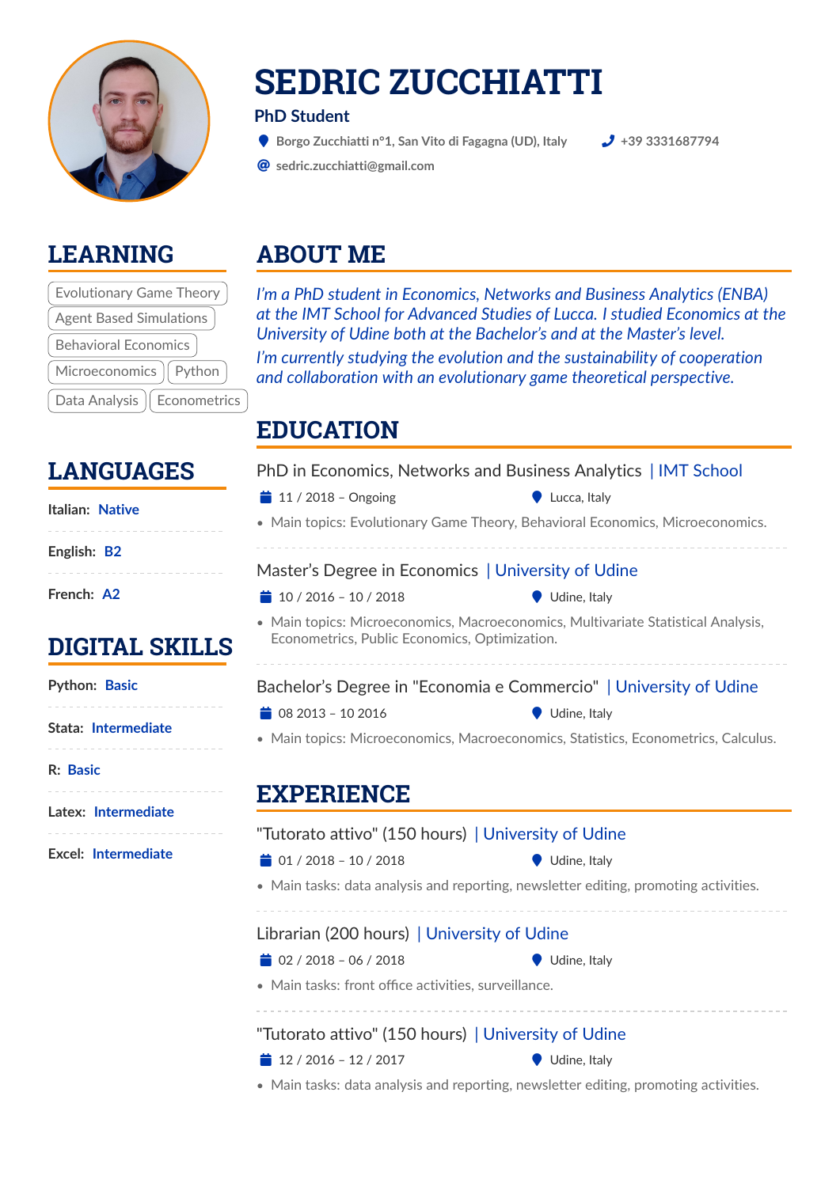# SEDRIC ZUCCHIATTI

**PhD Student**

Borgo Zucchiatti n°1, San Vito di Fagagna (UD), Italy

+39 3331687794

sedric.zucchiatti@gmail.com

## LEARNING

Evolutionary Game Theory | Agent Based Simulations | Behavioral Economics | Microeconomics | Python | Data Analysis | Econometrics

## LANGUAGES

**Italian:** Native

**English:** B2

**French:** A2

## DIGITAL SKILLS

**Python:** Basic

**Stata:** Intermediate

**R:** Basic

**Latex:** Intermediate

**Excel:** Intermediate

## ABOUT ME

*I'm a PhD student in Economics, Networks and Business Analytics (ENBA) at the IMT School for Advanced Studies of Lucca. I studied Economics at the University of Udine both at the Bachelor's and at the Master's level.*

*I'm currently studying the evolution and the sustainability of cooperation and collaboration with an evolutionary game theoretical perspective.*

## EDUCATION

### PhD in Economics, Networks and Business Analytics | IMT School

11 / 2018 – Ongoing — Lucca, Italy

- Main topics: Evolutionary Game Theory, Behavioral Economics, Microeconomics.

### Master's Degree in Economics | University of Udine

10 / 2016 – 10 / 2018 — Udine, Italy

- Main topics: Microeconomics, Macroeconomics, Multivariate Statistical Analysis, Econometrics, Public Economics, Optimization.

### Bachelor's Degree in "Economia e Commercio" | University of Udine

08 2013 – 10 2016 — Udine, Italy

- Main topics: Microeconomics, Macroeconomics, Statistics, Econometrics, Calculus.

## EXPERIENCE

### "Tutorato attivo" (150 hours) | University of Udine

01 / 2018 – 10 / 2018 — Udine, Italy

- Main tasks: data analysis and reporting, newsletter editing, promoting activities.

### Librarian (200 hours) | University of Udine

02 / 2018 – 06 / 2018 — Udine, Italy

- Main tasks: front office activities, surveillance.

### "Tutorato attivo" (150 hours) | University of Udine

12 / 2016 – 12 / 2017 — Udine, Italy

- Main tasks: data analysis and reporting, newsletter editing, promoting activities.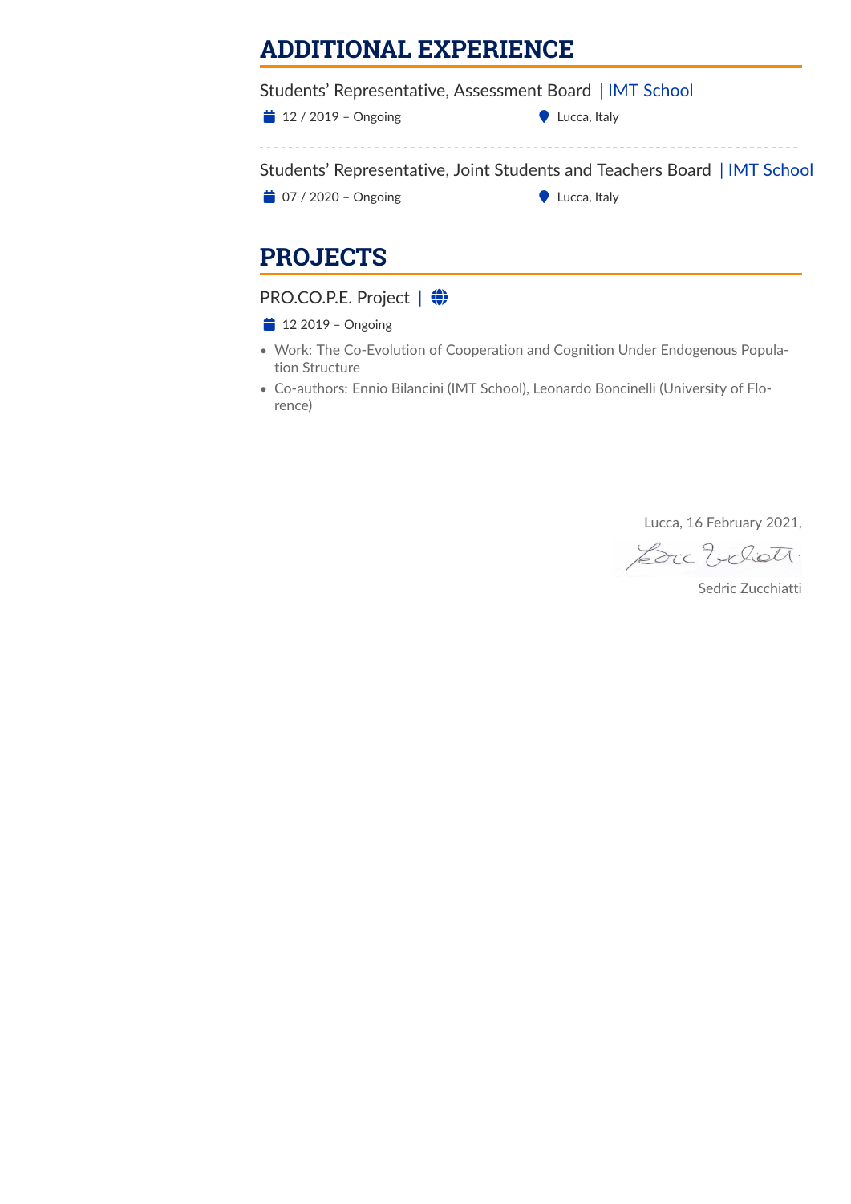# ADDITIONAL EXPERIENCE

Students' Representative, Assessment Board | IMT School

12 / 2019 – Ongoing    Lucca, Italy

---

Students' Representative, Joint Students and Teachers Board | IMT School

07 / 2020 – Ongoing    Lucca, Italy

# PROJECTS

PRO.CO.P.E. Project |

12 2019 – Ongoing

- Work: The Co-Evolution of Cooperation and Cognition Under Endogenous Population Structure
- Co-authors: Ennio Bilancini (IMT School), Leonardo Boncinelli (University of Florence)

Lucca, 16 February 2021,

Sedric Zucchiatti